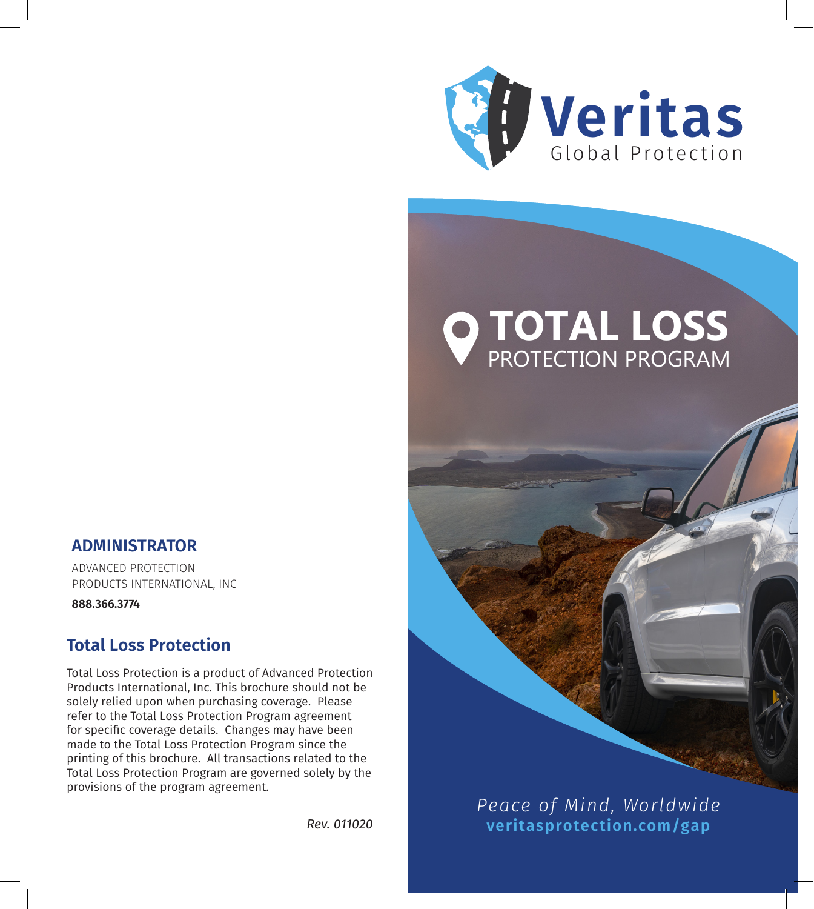## ADMINISTRATOR

ADVANCED PROTECTION
PRODUCTS INTERNATIONAL, INC

**888.366.3774**

## Total Loss Protection

Total Loss Protection is a product of Advanced Protection Products International, Inc. This brochure should not be solely relied upon when purchasing coverage. Please refer to the Total Loss Protection Program agreement for specific coverage details. Changes may have been made to the Total Loss Protection Program since the printing of this brochure. All transactions related to the Total Loss Protection Program are governed solely by the provisions of the program agreement.

*Rev. 011020*

Veritas
Global Protection

# TOTAL LOSS
## PROTECTION PROGRAM

*Peace of Mind, Worldwide*
**veritasprotection.com/gap**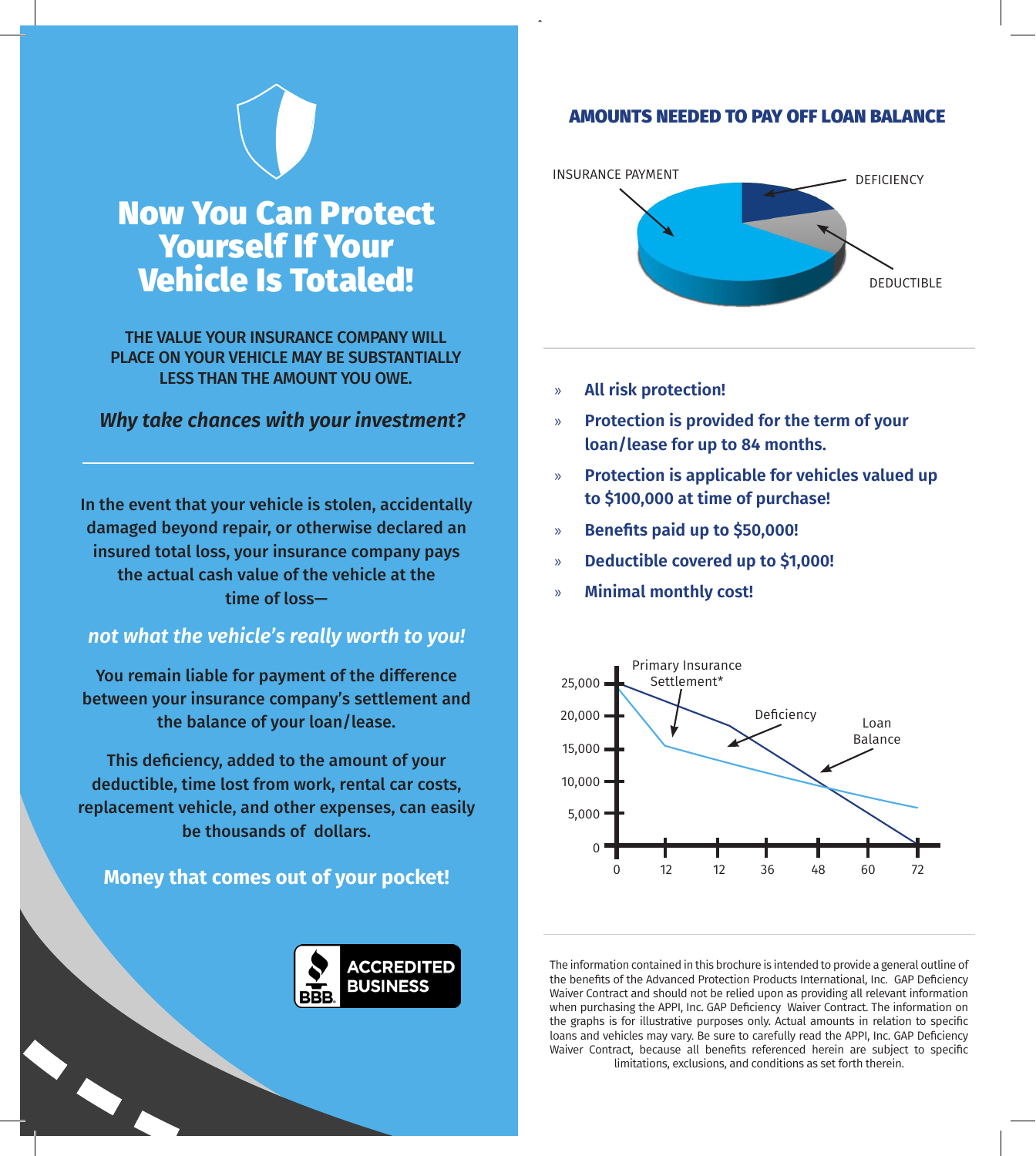# Now You Can Protect Yourself If Your Vehicle Is Totaled!

**THE VALUE YOUR INSURANCE COMPANY WILL PLACE ON YOUR VEHICLE MAY BE SUBSTANTIALLY LESS THAN THE AMOUNT YOU OWE.**

***Why take chances with your investment?***

---

**In the event that your vehicle is stolen, accidentally damaged beyond repair, or otherwise declared an insured total loss, your insurance company pays the actual cash value of the vehicle at the time of loss—**

***not what the vehicle's really worth to you!***

**You remain liable for payment of the difference between your insurance company's settlement and the balance of your loan/lease.**

**This deficiency, added to the amount of your deductible, time lost from work, rental car costs, replacement vehicle, and other expenses, can easily be thousands of dollars.**

**Money that comes out of your pocket!**

ACCREDITED BUSINESS
BBB

## AMOUNTS NEEDED TO PAY OFF LOAN BALANCE

INSURANCE PAYMENT
DEFICIENCY
DEDUCTIBLE

---

- **All risk protection!**
- **Protection is provided for the term of your loan/lease for up to 84 months.**
- **Protection is applicable for vehicles valued up to $100,000 at time of purchase!**
- **Benefits paid up to $50,000!**
- **Deductible covered up to $1,000!**
- **Minimal monthly cost!**

Primary Insurance Settlement*
Deficiency
Loan Balance
25,000
20,000
15,000
10,000
5,000
0
0 12 12 36 48 60 72

---

The information contained in this brochure is intended to provide a general outline of the benefits of the Advanced Protection Products International, Inc. GAP Deficiency Waiver Contract and should not be relied upon as providing all relevant information when purchasing the APPI, Inc. GAP Deficiency Waiver Contract. The information on the graphs is for illustrative purposes only. Actual amounts in relation to specific loans and vehicles may vary. Be sure to carefully read the APPI, Inc. GAP Deficiency Waiver Contract, because all benefits referenced herein are subject to specific limitations, exclusions, and conditions as set forth therein.